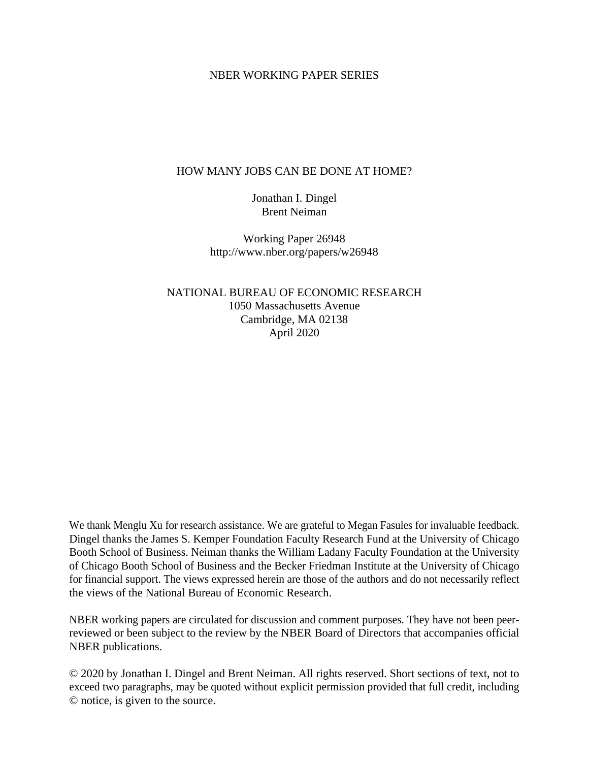NBER WORKING PAPER SERIES

# HOW MANY JOBS CAN BE DONE AT HOME?

Jonathan I. Dingel  
Brent Neiman

Working Paper 26948  
http://www.nber.org/papers/w26948

NATIONAL BUREAU OF ECONOMIC RESEARCH  
1050 Massachusetts Avenue  
Cambridge, MA 02138  
April 2020

We thank Menglu Xu for research assistance. We are grateful to Megan Fasules for invaluable feedback. Dingel thanks the James S. Kemper Foundation Faculty Research Fund at the University of Chicago Booth School of Business. Neiman thanks the William Ladany Faculty Foundation at the University of Chicago Booth School of Business and the Becker Friedman Institute at the University of Chicago for financial support. The views expressed herein are those of the authors and do not necessarily reflect the views of the National Bureau of Economic Research.

NBER working papers are circulated for discussion and comment purposes. They have not been peer-reviewed or been subject to the review by the NBER Board of Directors that accompanies official NBER publications.

© 2020 by Jonathan I. Dingel and Brent Neiman. All rights reserved. Short sections of text, not to exceed two paragraphs, may be quoted without explicit permission provided that full credit, including © notice, is given to the source.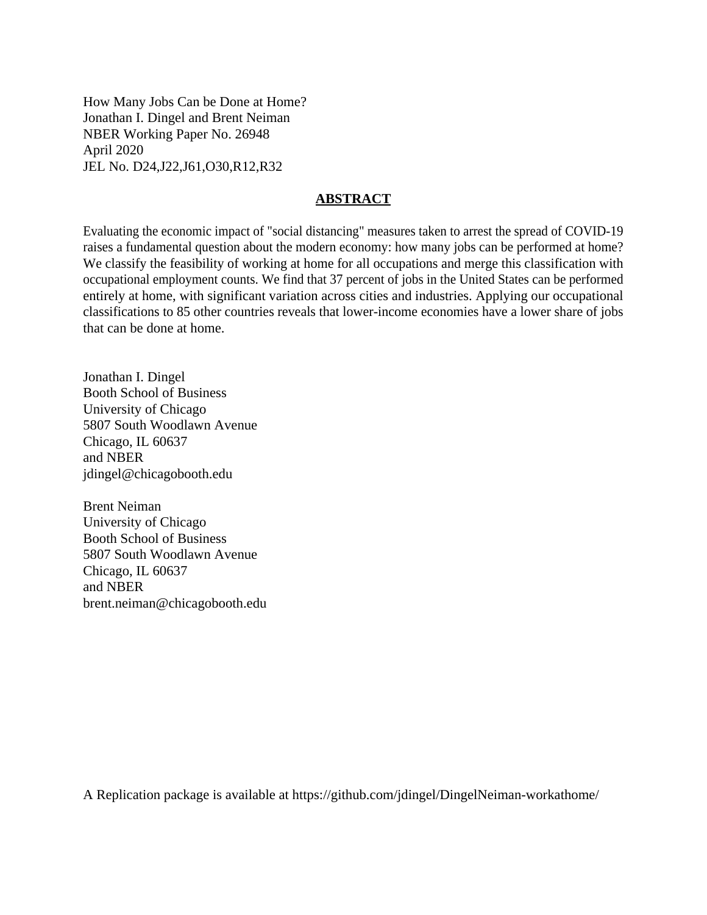How Many Jobs Can be Done at Home?
Jonathan I. Dingel and Brent Neiman
NBER Working Paper No. 26948
April 2020
JEL No. D24,J22,J61,O30,R12,R32

## ABSTRACT

Evaluating the economic impact of "social distancing" measures taken to arrest the spread of COVID-19 raises a fundamental question about the modern economy: how many jobs can be performed at home? We classify the feasibility of working at home for all occupations and merge this classification with occupational employment counts. We find that 37 percent of jobs in the United States can be performed entirely at home, with significant variation across cities and industries. Applying our occupational classifications to 85 other countries reveals that lower-income economies have a lower share of jobs that can be done at home.

Jonathan I. Dingel
Booth School of Business
University of Chicago
5807 South Woodlawn Avenue
Chicago, IL 60637
and NBER
jdingel@chicagobooth.edu

Brent Neiman
University of Chicago
Booth School of Business
5807 South Woodlawn Avenue
Chicago, IL 60637
and NBER
brent.neiman@chicagobooth.edu

A Replication package is available at https://github.com/jdingel/DingelNeiman-workathome/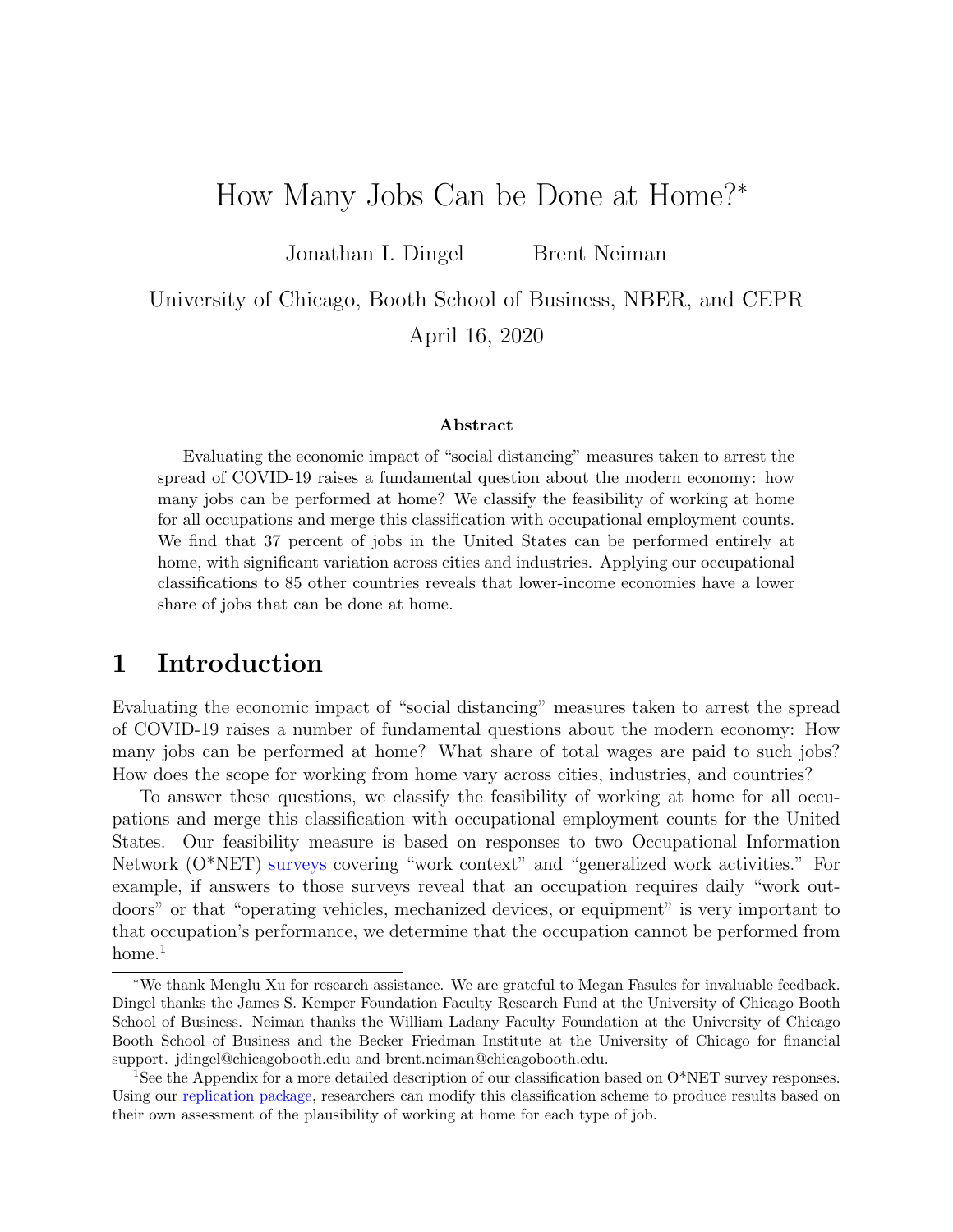# How Many Jobs Can be Done at Home?*

Jonathan I. Dingel  Brent Neiman

University of Chicago, Booth School of Business, NBER, and CEPR

April 16, 2020

**Abstract**

Evaluating the economic impact of "social distancing" measures taken to arrest the spread of COVID-19 raises a fundamental question about the modern economy: how many jobs can be performed at home? We classify the feasibility of working at home for all occupations and merge this classification with occupational employment counts. We find that 37 percent of jobs in the United States can be performed entirely at home, with significant variation across cities and industries. Applying our occupational classifications to 85 other countries reveals that lower-income economies have a lower share of jobs that can be done at home.

## 1 Introduction

Evaluating the economic impact of "social distancing" measures taken to arrest the spread of COVID-19 raises a number of fundamental questions about the modern economy: How many jobs can be performed at home? What share of total wages are paid to such jobs? How does the scope for working from home vary across cities, industries, and countries?

To answer these questions, we classify the feasibility of working at home for all occupations and merge this classification with occupational employment counts for the United States. Our feasibility measure is based on responses to two Occupational Information Network (O*NET) surveys covering "work context" and "generalized work activities." For example, if answers to those surveys reveal that an occupation requires daily "work outdoors" or that "operating vehicles, mechanized devices, or equipment" is very important to that occupation's performance, we determine that the occupation cannot be performed from home.[1]

*We thank Menglu Xu for research assistance. We are grateful to Megan Fasules for invaluable feedback. Dingel thanks the James S. Kemper Foundation Faculty Research Fund at the University of Chicago Booth School of Business. Neiman thanks the William Ladany Faculty Foundation at the University of Chicago Booth School of Business and the Becker Friedman Institute at the University of Chicago for financial support. jdingel@chicagobooth.edu and brent.neiman@chicagobooth.edu.

[1] See the Appendix for a more detailed description of our classification based on O*NET survey responses. Using our replication package, researchers can modify this classification scheme to produce results based on their own assessment of the plausibility of working at home for each type of job.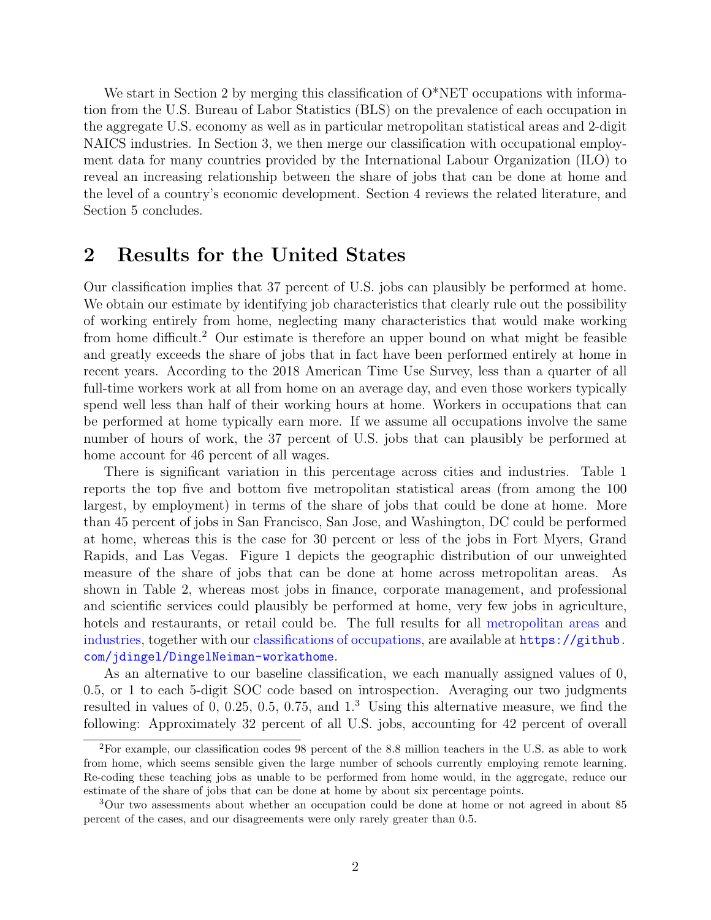We start in Section 2 by merging this classification of O*NET occupations with information from the U.S. Bureau of Labor Statistics (BLS) on the prevalence of each occupation in the aggregate U.S. economy as well as in particular metropolitan statistical areas and 2-digit NAICS industries. In Section 3, we then merge our classification with occupational employment data for many countries provided by the International Labour Organization (ILO) to reveal an increasing relationship between the share of jobs that can be done at home and the level of a country's economic development. Section 4 reviews the related literature, and Section 5 concludes.

## 2 Results for the United States

Our classification implies that 37 percent of U.S. jobs can plausibly be performed at home. We obtain our estimate by identifying job characteristics that clearly rule out the possibility of working entirely from home, neglecting many characteristics that would make working from home difficult.[2] Our estimate is therefore an upper bound on what might be feasible and greatly exceeds the share of jobs that in fact have been performed entirely at home in recent years. According to the 2018 American Time Use Survey, less than a quarter of all full-time workers work at all from home on an average day, and even those workers typically spend well less than half of their working hours at home. Workers in occupations that can be performed at home typically earn more. If we assume all occupations involve the same number of hours of work, the 37 percent of U.S. jobs that can plausibly be performed at home account for 46 percent of all wages.

There is significant variation in this percentage across cities and industries. Table 1 reports the top five and bottom five metropolitan statistical areas (from among the 100 largest, by employment) in terms of the share of jobs that could be done at home. More than 45 percent of jobs in San Francisco, San Jose, and Washington, DC could be performed at home, whereas this is the case for 30 percent or less of the jobs in Fort Myers, Grand Rapids, and Las Vegas. Figure 1 depicts the geographic distribution of our unweighted measure of the share of jobs that can be done at home across metropolitan areas. As shown in Table 2, whereas most jobs in finance, corporate management, and professional and scientific services could plausibly be performed at home, very few jobs in agriculture, hotels and restaurants, or retail could be. The full results for all metropolitan areas and industries, together with our classifications of occupations, are available at https://github.com/jdingel/DingelNeiman-workathome.

As an alternative to our baseline classification, we each manually assigned values of 0, 0.5, or 1 to each 5-digit SOC code based on introspection. Averaging our two judgments resulted in values of 0, 0.25, 0.5, 0.75, and 1.[3] Using this alternative measure, we find the following: Approximately 32 percent of all U.S. jobs, accounting for 42 percent of overall

[2] For example, our classification codes 98 percent of the 8.8 million teachers in the U.S. as able to work from home, which seems sensible given the large number of schools currently employing remote learning. Re-coding these teaching jobs as unable to be performed from home would, in the aggregate, reduce our estimate of the share of jobs that can be done at home by about six percentage points.

[3] Our two assessments about whether an occupation could be done at home or not agreed in about 85 percent of the cases, and our disagreements were only rarely greater than 0.5.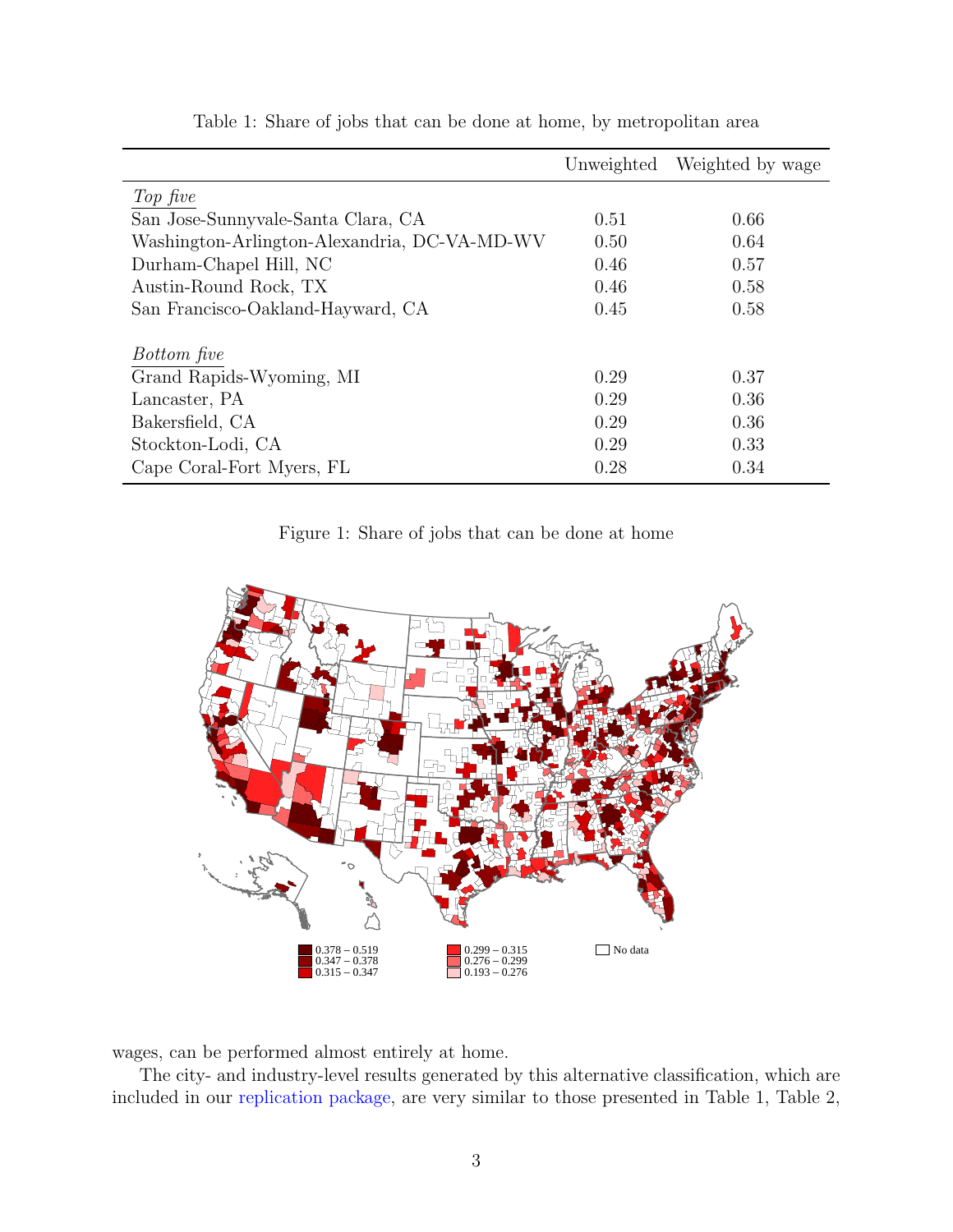Table 1: Share of jobs that can be done at home, by metropolitan area

| | Unweighted | Weighted by wage |
|---|---|---|
| *Top five* | | |
| San Jose-Sunnyvale-Santa Clara, CA | 0.51 | 0.66 |
| Washington-Arlington-Alexandria, DC-VA-MD-WV | 0.50 | 0.64 |
| Durham-Chapel Hill, NC | 0.46 | 0.57 |
| Austin-Round Rock, TX | 0.46 | 0.58 |
| San Francisco-Oakland-Hayward, CA | 0.45 | 0.58 |
| *Bottom five* | | |
| Grand Rapids-Wyoming, MI | 0.29 | 0.37 |
| Lancaster, PA | 0.29 | 0.36 |
| Bakersfield, CA | 0.29 | 0.36 |
| Stockton-Lodi, CA | 0.29 | 0.33 |
| Cape Coral-Fort Myers, FL | 0.28 | 0.34 |

Figure 1: Share of jobs that can be done at home

wages, can be performed almost entirely at home.

The city- and industry-level results generated by this alternative classification, which are included in our replication package, are very similar to those presented in Table 1, Table 2,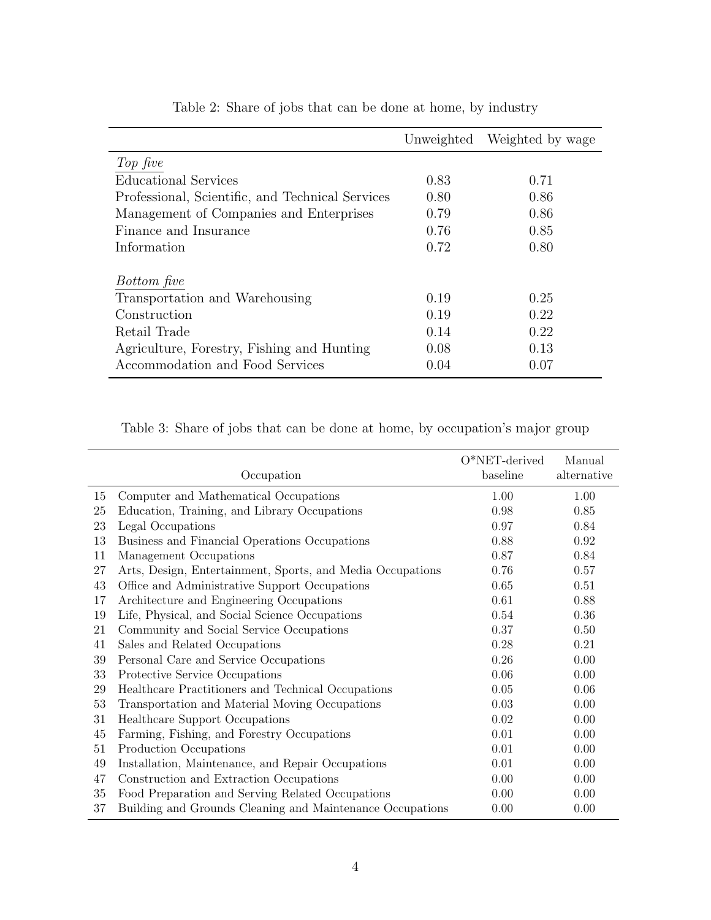Table 2: Share of jobs that can be done at home, by industry

| | Unweighted | Weighted by wage |
|---|---|---|
| *Top five* | | |
| Educational Services | 0.83 | 0.71 |
| Professional, Scientific, and Technical Services | 0.80 | 0.86 |
| Management of Companies and Enterprises | 0.79 | 0.86 |
| Finance and Insurance | 0.76 | 0.85 |
| Information | 0.72 | 0.80 |
| *Bottom five* | | |
| Transportation and Warehousing | 0.19 | 0.25 |
| Construction | 0.19 | 0.22 |
| Retail Trade | 0.14 | 0.22 |
| Agriculture, Forestry, Fishing and Hunting | 0.08 | 0.13 |
| Accommodation and Food Services | 0.04 | 0.07 |

Table 3: Share of jobs that can be done at home, by occupation's major group

| | Occupation | O*NET-derived baseline | Manual alternative |
|---|---|---|---|
| 15 | Computer and Mathematical Occupations | 1.00 | 1.00 |
| 25 | Education, Training, and Library Occupations | 0.98 | 0.85 |
| 23 | Legal Occupations | 0.97 | 0.84 |
| 13 | Business and Financial Operations Occupations | 0.88 | 0.92 |
| 11 | Management Occupations | 0.87 | 0.84 |
| 27 | Arts, Design, Entertainment, Sports, and Media Occupations | 0.76 | 0.57 |
| 43 | Office and Administrative Support Occupations | 0.65 | 0.51 |
| 17 | Architecture and Engineering Occupations | 0.61 | 0.88 |
| 19 | Life, Physical, and Social Science Occupations | 0.54 | 0.36 |
| 21 | Community and Social Service Occupations | 0.37 | 0.50 |
| 41 | Sales and Related Occupations | 0.28 | 0.21 |
| 39 | Personal Care and Service Occupations | 0.26 | 0.00 |
| 33 | Protective Service Occupations | 0.06 | 0.00 |
| 29 | Healthcare Practitioners and Technical Occupations | 0.05 | 0.06 |
| 53 | Transportation and Material Moving Occupations | 0.03 | 0.00 |
| 31 | Healthcare Support Occupations | 0.02 | 0.00 |
| 45 | Farming, Fishing, and Forestry Occupations | 0.01 | 0.00 |
| 51 | Production Occupations | 0.01 | 0.00 |
| 49 | Installation, Maintenance, and Repair Occupations | 0.01 | 0.00 |
| 47 | Construction and Extraction Occupations | 0.00 | 0.00 |
| 35 | Food Preparation and Serving Related Occupations | 0.00 | 0.00 |
| 37 | Building and Grounds Cleaning and Maintenance Occupations | 0.00 | 0.00 |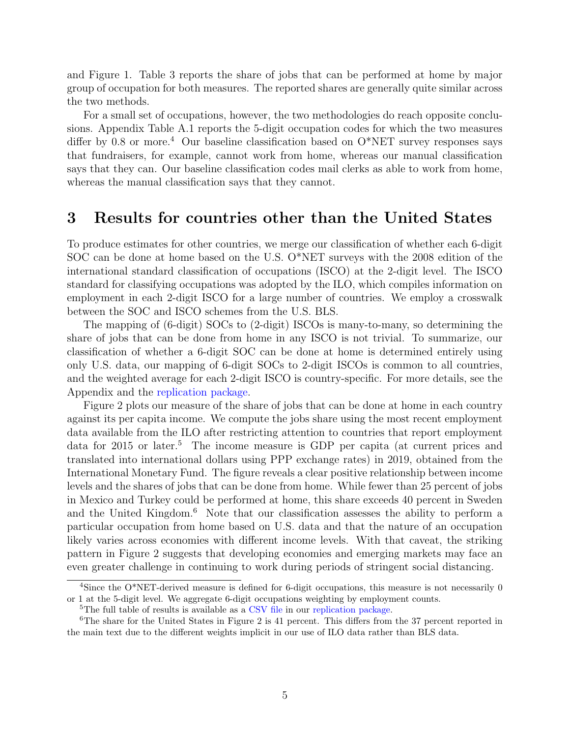and Figure 1. Table 3 reports the share of jobs that can be performed at home by major group of occupation for both measures. The reported shares are generally quite similar across the two methods.

For a small set of occupations, however, the two methodologies do reach opposite conclusions. Appendix Table A.1 reports the 5-digit occupation codes for which the two measures differ by 0.8 or more.[4] Our baseline classification based on O*NET survey responses says that fundraisers, for example, cannot work from home, whereas our manual classification says that they can. Our baseline classification codes mail clerks as able to work from home, whereas the manual classification says that they cannot.

## 3 Results for countries other than the United States

To produce estimates for other countries, we merge our classification of whether each 6-digit SOC can be done at home based on the U.S. O*NET surveys with the 2008 edition of the international standard classification of occupations (ISCO) at the 2-digit level. The ISCO standard for classifying occupations was adopted by the ILO, which compiles information on employment in each 2-digit ISCO for a large number of countries. We employ a crosswalk between the SOC and ISCO schemes from the U.S. BLS.

The mapping of (6-digit) SOCs to (2-digit) ISCOs is many-to-many, so determining the share of jobs that can be done from home in any ISCO is not trivial. To summarize, our classification of whether a 6-digit SOC can be done at home is determined entirely using only U.S. data, our mapping of 6-digit SOCs to 2-digit ISCOs is common to all countries, and the weighted average for each 2-digit ISCO is country-specific. For more details, see the Appendix and the replication package.

Figure 2 plots our measure of the share of jobs that can be done at home in each country against its per capita income. We compute the jobs share using the most recent employment data available from the ILO after restricting attention to countries that report employment data for 2015 or later.[5] The income measure is GDP per capita (at current prices and translated into international dollars using PPP exchange rates) in 2019, obtained from the International Monetary Fund. The figure reveals a clear positive relationship between income levels and the shares of jobs that can be done from home. While fewer than 25 percent of jobs in Mexico and Turkey could be performed at home, this share exceeds 40 percent in Sweden and the United Kingdom.[6] Note that our classification assesses the ability to perform a particular occupation from home based on U.S. data and that the nature of an occupation likely varies across economies with different income levels. With that caveat, the striking pattern in Figure 2 suggests that developing economies and emerging markets may face an even greater challenge in continuing to work during periods of stringent social distancing.

---

[4]Since the O*NET-derived measure is defined for 6-digit occupations, this measure is not necessarily 0 or 1 at the 5-digit level. We aggregate 6-digit occupations weighting by employment counts.

[5]The full table of results is available as a CSV file in our replication package.

[6]The share for the United States in Figure 2 is 41 percent. This differs from the 37 percent reported in the main text due to the different weights implicit in our use of ILO data rather than BLS data.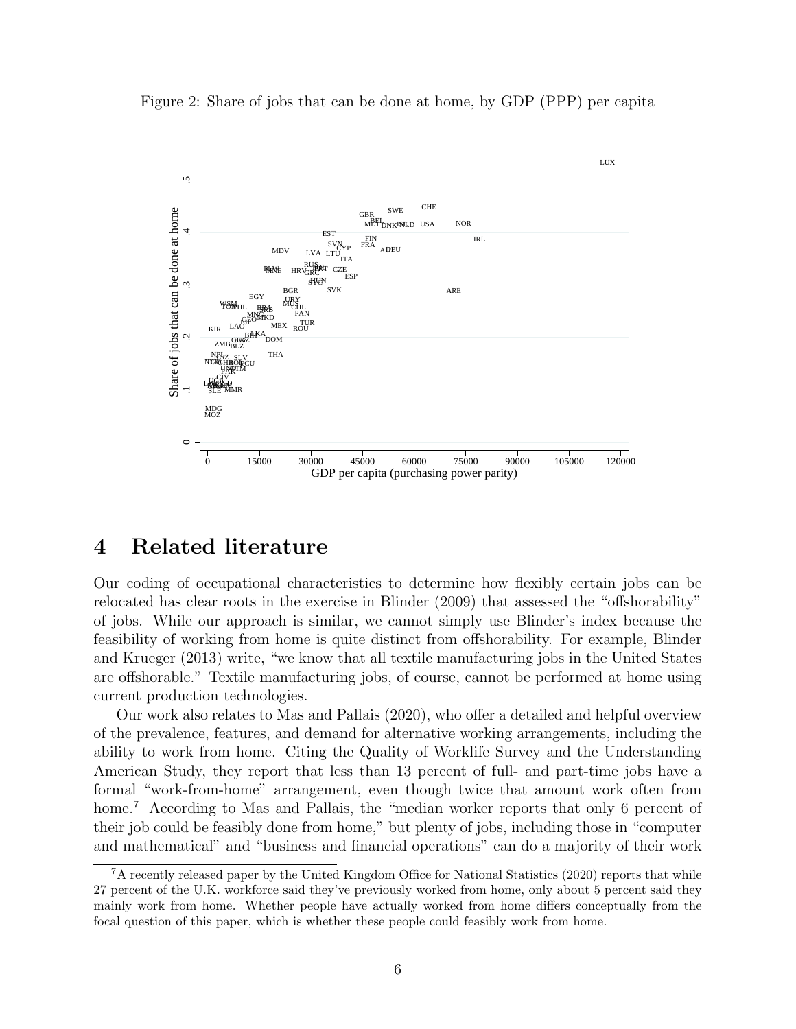Figure 2: Share of jobs that can be done at home, by GDP (PPP) per capita

# 4 Related literature

Our coding of occupational characteristics to determine how flexibly certain jobs can be relocated has clear roots in the exercise in Blinder (2009) that assessed the "offshorability" of jobs. While our approach is similar, we cannot simply use Blinder's index because the feasibility of working from home is quite distinct from offshorability. For example, Blinder and Krueger (2013) write, "we know that all textile manufacturing jobs in the United States are offshorable." Textile manufacturing jobs, of course, cannot be performed at home using current production technologies.

Our work also relates to Mas and Pallais (2020), who offer a detailed and helpful overview of the prevalence, features, and demand for alternative working arrangements, including the ability to work from home. Citing the Quality of Worklife Survey and the Understanding American Study, they report that less than 13 percent of full- and part-time jobs have a formal "work-from-home" arrangement, even though twice that amount work often from home.[7] According to Mas and Pallais, the "median worker reports that only 6 percent of their job could be feasibly done from home," but plenty of jobs, including those in "computer and mathematical" and "business and financial operations" can do a majority of their work

[7] A recently released paper by the United Kingdom Office for National Statistics (2020) reports that while 27 percent of the U.K. workforce said they've previously worked from home, only about 5 percent said they mainly work from home. Whether people have actually worked from home differs conceptually from the focal question of this paper, which is whether these people could feasibly work from home.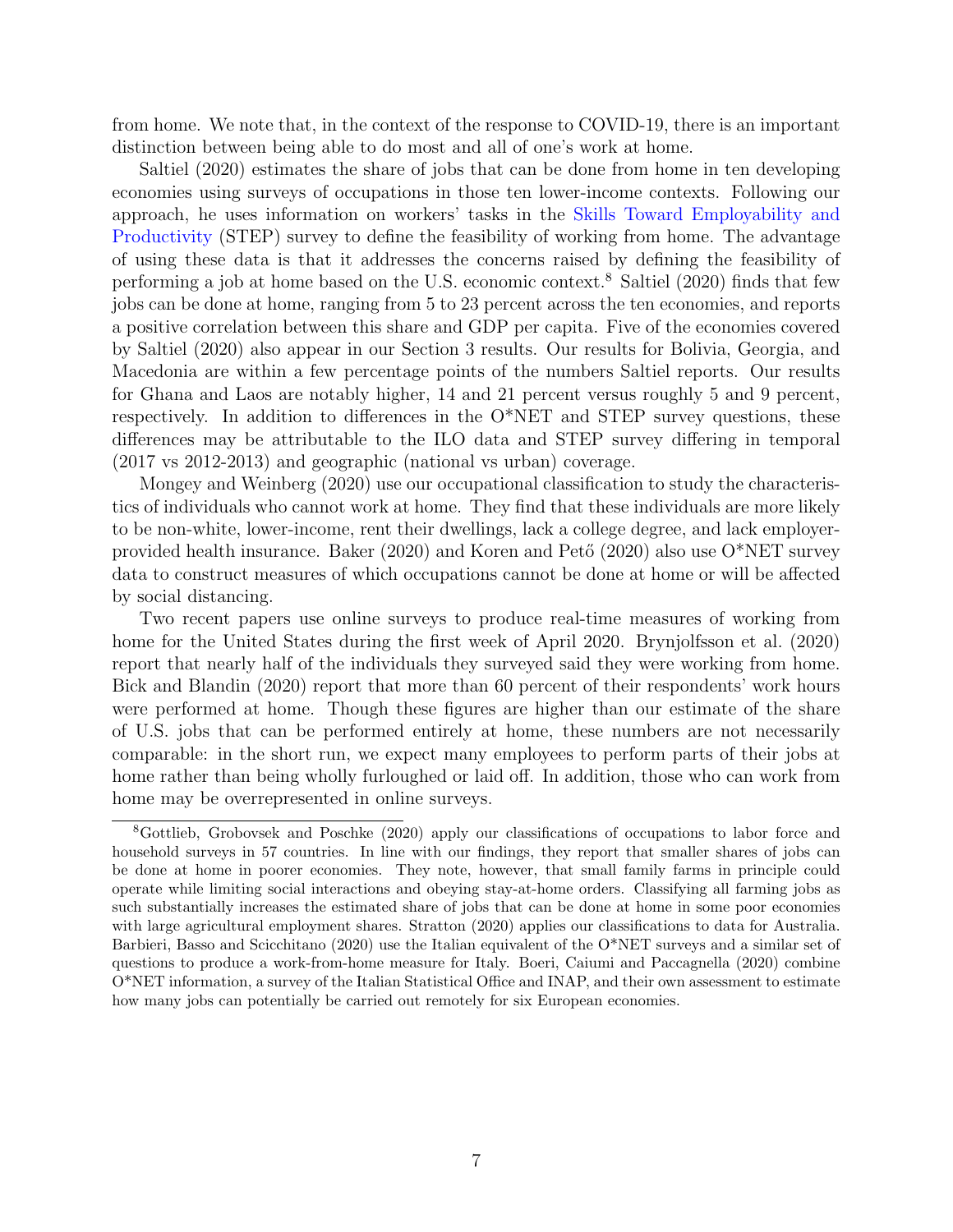from home. We note that, in the context of the response to COVID-19, there is an important distinction between being able to do most and all of one's work at home.

Saltiel (2020) estimates the share of jobs that can be done from home in ten developing economies using surveys of occupations in those ten lower-income contexts. Following our approach, he uses information on workers' tasks in the Skills Toward Employability and Productivity (STEP) survey to define the feasibility of working from home. The advantage of using these data is that it addresses the concerns raised by defining the feasibility of performing a job at home based on the U.S. economic context.[8] Saltiel (2020) finds that few jobs can be done at home, ranging from 5 to 23 percent across the ten economies, and reports a positive correlation between this share and GDP per capita. Five of the economies covered by Saltiel (2020) also appear in our Section 3 results. Our results for Bolivia, Georgia, and Macedonia are within a few percentage points of the numbers Saltiel reports. Our results for Ghana and Laos are notably higher, 14 and 21 percent versus roughly 5 and 9 percent, respectively. In addition to differences in the O*NET and STEP survey questions, these differences may be attributable to the ILO data and STEP survey differing in temporal (2017 vs 2012-2013) and geographic (national vs urban) coverage.

Mongey and Weinberg (2020) use our occupational classification to study the characteristics of individuals who cannot work at home. They find that these individuals are more likely to be non-white, lower-income, rent their dwellings, lack a college degree, and lack employer-provided health insurance. Baker (2020) and Koren and Pető (2020) also use O*NET survey data to construct measures of which occupations cannot be done at home or will be affected by social distancing.

Two recent papers use online surveys to produce real-time measures of working from home for the United States during the first week of April 2020. Brynjolfsson et al. (2020) report that nearly half of the individuals they surveyed said they were working from home. Bick and Blandin (2020) report that more than 60 percent of their respondents' work hours were performed at home. Though these figures are higher than our estimate of the share of U.S. jobs that can be performed entirely at home, these numbers are not necessarily comparable: in the short run, we expect many employees to perform parts of their jobs at home rather than being wholly furloughed or laid off. In addition, those who can work from home may be overrepresented in online surveys.

[8] Gottlieb, Grobovsek and Poschke (2020) apply our classifications of occupations to labor force and household surveys in 57 countries. In line with our findings, they report that smaller shares of jobs can be done at home in poorer economies. They note, however, that small family farms in principle could operate while limiting social interactions and obeying stay-at-home orders. Classifying all farming jobs as such substantially increases the estimated share of jobs that can be done at home in some poor economies with large agricultural employment shares. Stratton (2020) applies our classifications to data for Australia. Barbieri, Basso and Scicchitano (2020) use the Italian equivalent of the O*NET surveys and a similar set of questions to produce a work-from-home measure for Italy. Boeri, Caiumi and Paccagnella (2020) combine O*NET information, a survey of the Italian Statistical Office and INAP, and their own assessment to estimate how many jobs can potentially be carried out remotely for six European economies.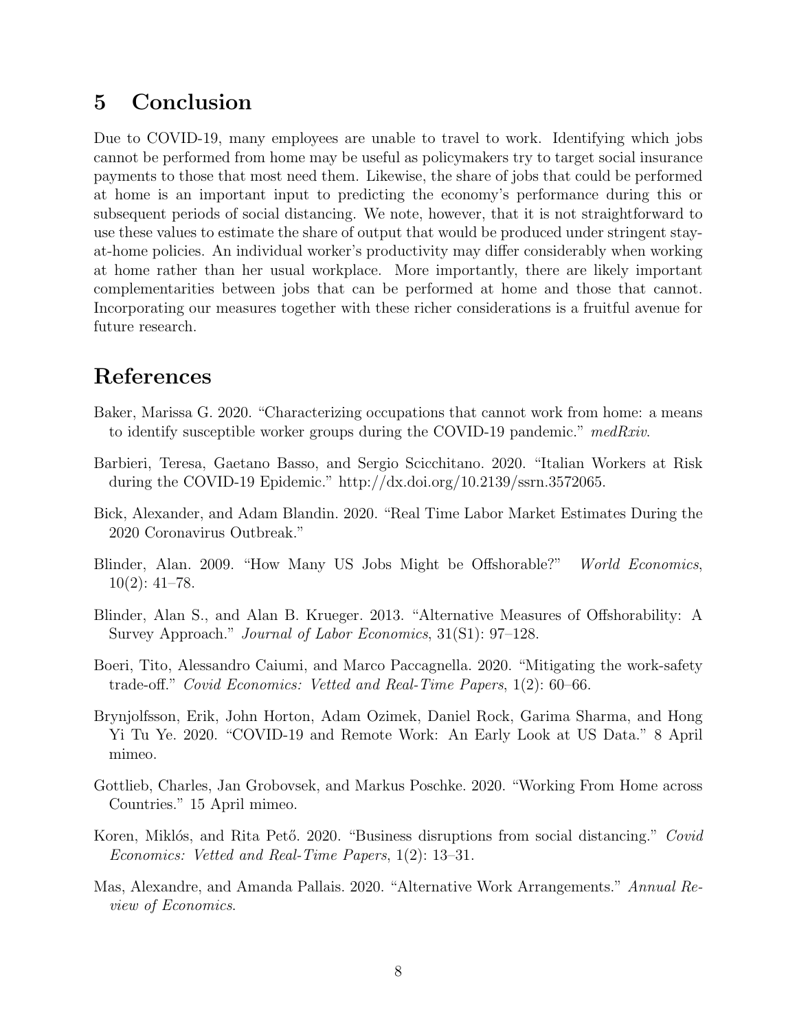## 5 Conclusion

Due to COVID-19, many employees are unable to travel to work. Identifying which jobs cannot be performed from home may be useful as policymakers try to target social insurance payments to those that most need them. Likewise, the share of jobs that could be performed at home is an important input to predicting the economy's performance during this or subsequent periods of social distancing. We note, however, that it is not straightforward to use these values to estimate the share of output that would be produced under stringent stay-at-home policies. An individual worker's productivity may differ considerably when working at home rather than her usual workplace. More importantly, there are likely important complementarities between jobs that can be performed at home and those that cannot. Incorporating our measures together with these richer considerations is a fruitful avenue for future research.

## References

Baker, Marissa G. 2020. "Characterizing occupations that cannot work from home: a means to identify susceptible worker groups during the COVID-19 pandemic." *medRxiv*.

Barbieri, Teresa, Gaetano Basso, and Sergio Scicchitano. 2020. "Italian Workers at Risk during the COVID-19 Epidemic." http://dx.doi.org/10.2139/ssrn.3572065.

Bick, Alexander, and Adam Blandin. 2020. "Real Time Labor Market Estimates During the 2020 Coronavirus Outbreak."

Blinder, Alan. 2009. "How Many US Jobs Might be Offshorable?" *World Economics*, 10(2): 41–78.

Blinder, Alan S., and Alan B. Krueger. 2013. "Alternative Measures of Offshorability: A Survey Approach." *Journal of Labor Economics*, 31(S1): 97–128.

Boeri, Tito, Alessandro Caiumi, and Marco Paccagnella. 2020. "Mitigating the work-safety trade-off." *Covid Economics: Vetted and Real-Time Papers*, 1(2): 60–66.

Brynjolfsson, Erik, John Horton, Adam Ozimek, Daniel Rock, Garima Sharma, and Hong Yi Tu Ye. 2020. "COVID-19 and Remote Work: An Early Look at US Data." 8 April mimeo.

Gottlieb, Charles, Jan Grobovsek, and Markus Poschke. 2020. "Working From Home across Countries." 15 April mimeo.

Koren, Miklós, and Rita Pető. 2020. "Business disruptions from social distancing." *Covid Economics: Vetted and Real-Time Papers*, 1(2): 13–31.

Mas, Alexandre, and Amanda Pallais. 2020. "Alternative Work Arrangements." *Annual Review of Economics*.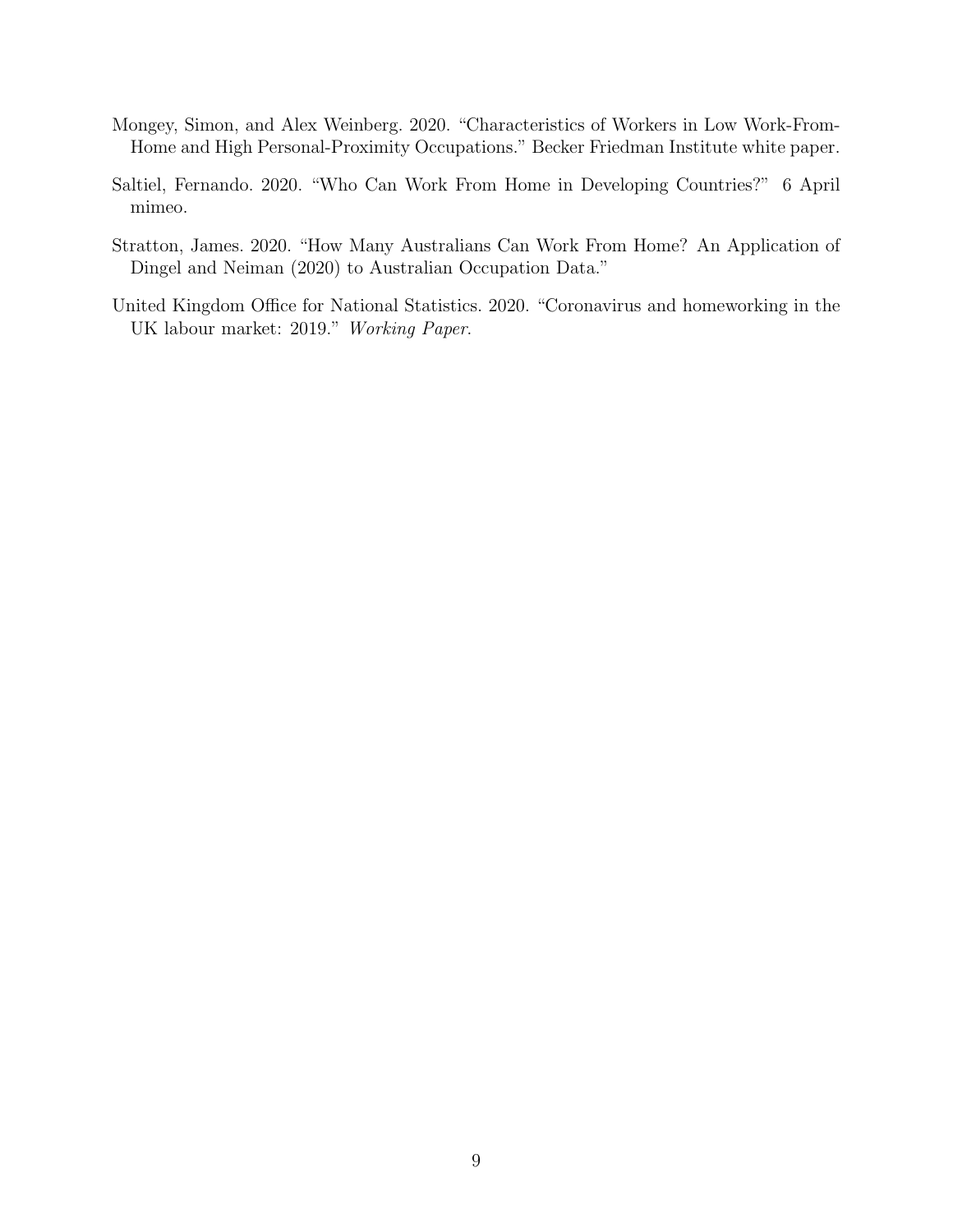Mongey, Simon, and Alex Weinberg. 2020. "Characteristics of Workers in Low Work-From-Home and High Personal-Proximity Occupations." Becker Friedman Institute white paper.

Saltiel, Fernando. 2020. "Who Can Work From Home in Developing Countries?" 6 April mimeo.

Stratton, James. 2020. "How Many Australians Can Work From Home? An Application of Dingel and Neiman (2020) to Australian Occupation Data."

United Kingdom Office for National Statistics. 2020. "Coronavirus and homeworking in the UK labour market: 2019." *Working Paper*.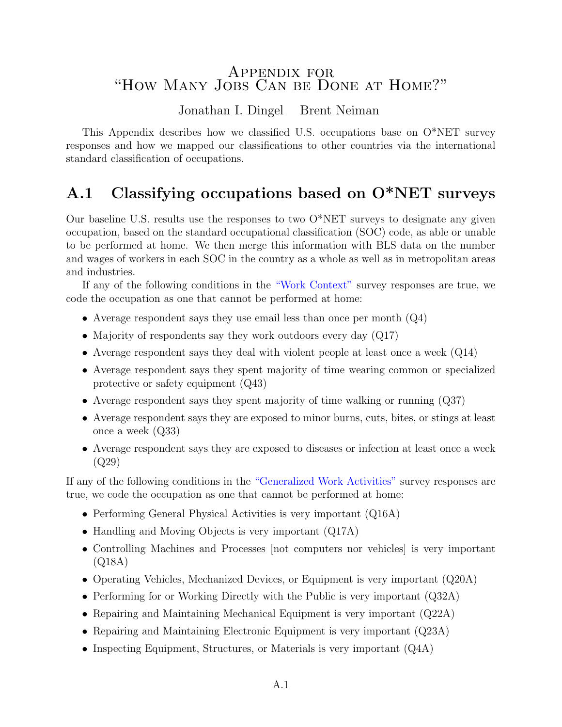# Appendix for "How Many Jobs Can be Done at Home?"

Jonathan I. Dingel    Brent Neiman

This Appendix describes how we classified U.S. occupations base on O*NET survey responses and how we mapped our classifications to other countries via the international standard classification of occupations.

## A.1 Classifying occupations based on O*NET surveys

Our baseline U.S. results use the responses to two O*NET surveys to designate any given occupation, based on the standard occupational classification (SOC) code, as able or unable to be performed at home. We then merge this information with BLS data on the number and wages of workers in each SOC in the country as a whole as well as in metropolitan areas and industries.

If any of the following conditions in the "Work Context" survey responses are true, we code the occupation as one that cannot be performed at home:

- Average respondent says they use email less than once per month (Q4)
- Majority of respondents say they work outdoors every day (Q17)
- Average respondent says they deal with violent people at least once a week (Q14)
- Average respondent says they spent majority of time wearing common or specialized protective or safety equipment (Q43)
- Average respondent says they spent majority of time walking or running (Q37)
- Average respondent says they are exposed to minor burns, cuts, bites, or stings at least once a week (Q33)
- Average respondent says they are exposed to diseases or infection at least once a week (Q29)

If any of the following conditions in the "Generalized Work Activities" survey responses are true, we code the occupation as one that cannot be performed at home:

- Performing General Physical Activities is very important (Q16A)
- Handling and Moving Objects is very important (Q17A)
- Controlling Machines and Processes [not computers nor vehicles] is very important (Q18A)
- Operating Vehicles, Mechanized Devices, or Equipment is very important (Q20A)
- Performing for or Working Directly with the Public is very important (Q32A)
- Repairing and Maintaining Mechanical Equipment is very important (Q22A)
- Repairing and Maintaining Electronic Equipment is very important (Q23A)
- Inspecting Equipment, Structures, or Materials is very important (Q4A)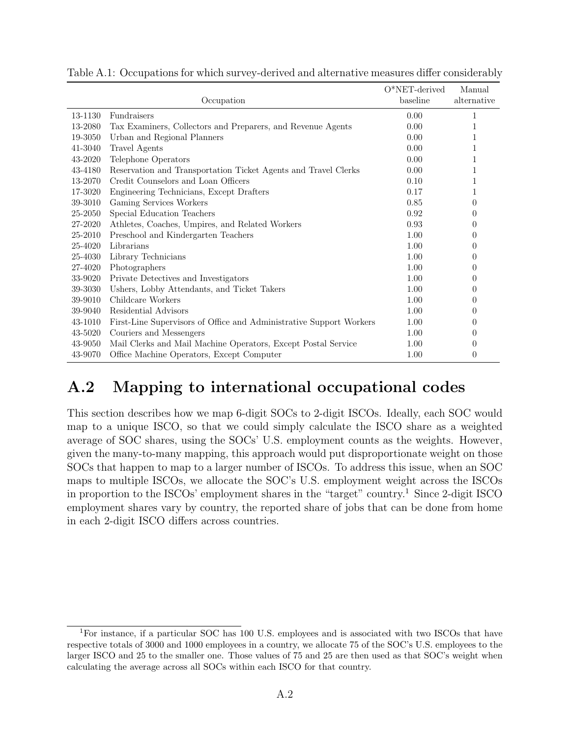Table A.1: Occupations for which survey-derived and alternative measures differ considerably

| | Occupation | O*NET-derived baseline | Manual alternative |
|---|---|---|---|
| 13-1130 | Fundraisers | 0.00 | 1 |
| 13-2080 | Tax Examiners, Collectors and Preparers, and Revenue Agents | 0.00 | 1 |
| 19-3050 | Urban and Regional Planners | 0.00 | 1 |
| 41-3040 | Travel Agents | 0.00 | 1 |
| 43-2020 | Telephone Operators | 0.00 | 1 |
| 43-4180 | Reservation and Transportation Ticket Agents and Travel Clerks | 0.00 | 1 |
| 13-2070 | Credit Counselors and Loan Officers | 0.10 | 1 |
| 17-3020 | Engineering Technicians, Except Drafters | 0.17 | 1 |
| 39-3010 | Gaming Services Workers | 0.85 | 0 |
| 25-2050 | Special Education Teachers | 0.92 | 0 |
| 27-2020 | Athletes, Coaches, Umpires, and Related Workers | 0.93 | 0 |
| 25-2010 | Preschool and Kindergarten Teachers | 1.00 | 0 |
| 25-4020 | Librarians | 1.00 | 0 |
| 25-4030 | Library Technicians | 1.00 | 0 |
| 27-4020 | Photographers | 1.00 | 0 |
| 33-9020 | Private Detectives and Investigators | 1.00 | 0 |
| 39-3030 | Ushers, Lobby Attendants, and Ticket Takers | 1.00 | 0 |
| 39-9010 | Childcare Workers | 1.00 | 0 |
| 39-9040 | Residential Advisors | 1.00 | 0 |
| 43-1010 | First-Line Supervisors of Office and Administrative Support Workers | 1.00 | 0 |
| 43-5020 | Couriers and Messengers | 1.00 | 0 |
| 43-9050 | Mail Clerks and Mail Machine Operators, Except Postal Service | 1.00 | 0 |
| 43-9070 | Office Machine Operators, Except Computer | 1.00 | 0 |

## A.2 Mapping to international occupational codes

This section describes how we map 6-digit SOCs to 2-digit ISCOs. Ideally, each SOC would map to a unique ISCO, so that we could simply calculate the ISCO share as a weighted average of SOC shares, using the SOCs' U.S. employment counts as the weights. However, given the many-to-many mapping, this approach would put disproportionate weight on those SOCs that happen to map to a larger number of ISCOs. To address this issue, when an SOC maps to multiple ISCOs, we allocate the SOC's U.S. employment weight across the ISCOs in proportion to the ISCOs' employment shares in the "target" country.[1] Since 2-digit ISCO employment shares vary by country, the reported share of jobs that can be done from home in each 2-digit ISCO differs across countries.

[1] For instance, if a particular SOC has 100 U.S. employees and is associated with two ISCOs that have respective totals of 3000 and 1000 employees in a country, we allocate 75 of the SOC's U.S. employees to the larger ISCO and 25 to the smaller one. Those values of 75 and 25 are then used as that SOC's weight when calculating the average across all SOCs within each ISCO for that country.